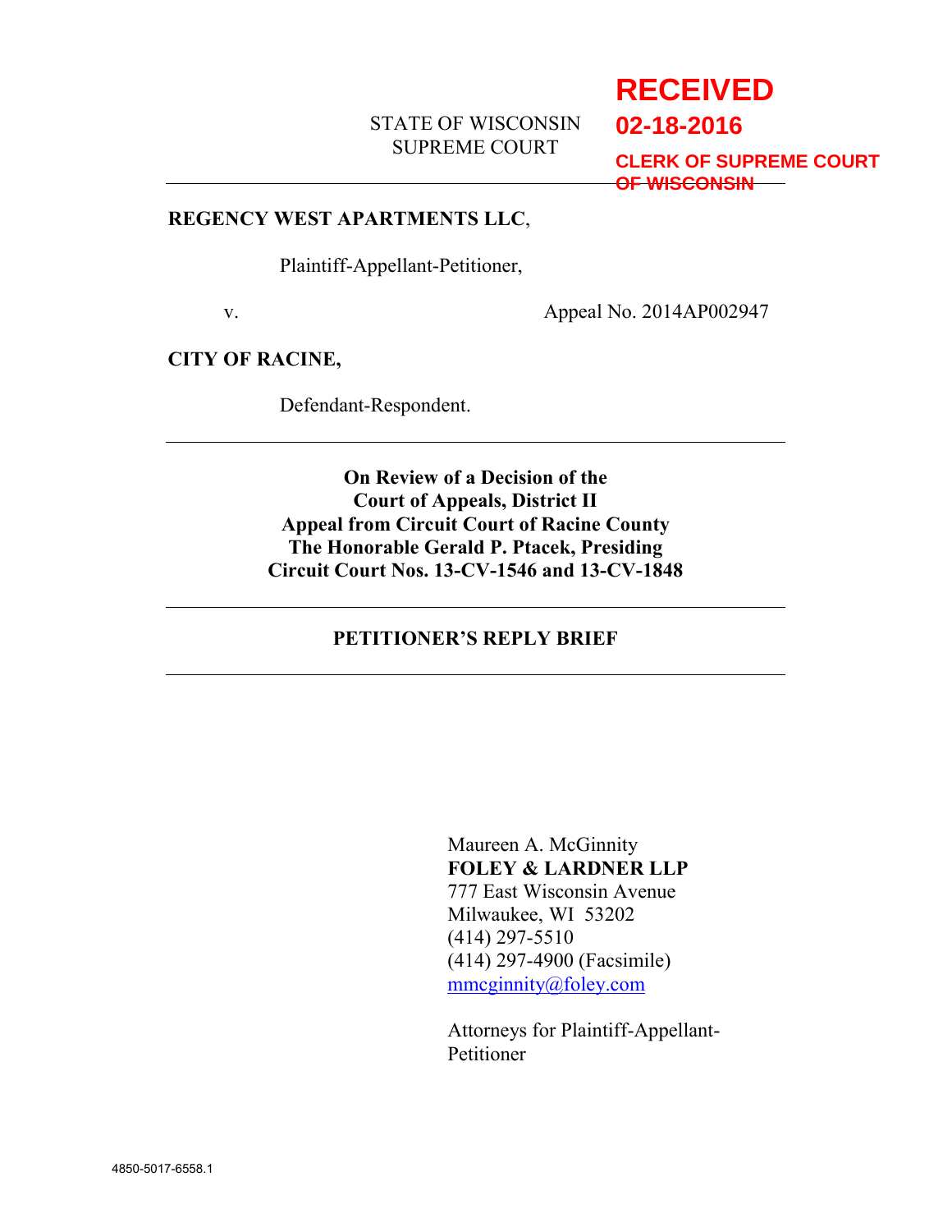**RECEIVED**
**02-18-2016**
**CLERK OF SUPREME COURT OF WISCONSIN**

STATE OF WISCONSIN
SUPREME COURT

---

**REGENCY WEST APARTMENTS LLC**,

Plaintiff-Appellant-Petitioner,

v. Appeal No. 2014AP002947

**CITY OF RACINE,**

Defendant-Respondent.

---

**On Review of a Decision of the Court of Appeals, District II**
**Appeal from Circuit Court of Racine County**
**The Honorable Gerald P. Ptacek, Presiding**
**Circuit Court Nos. 13-CV-1546 and 13-CV-1848**

---

**PETITIONER'S REPLY BRIEF**

---

Maureen A. McGinnity
**FOLEY & LARDNER LLP**
777 East Wisconsin Avenue
Milwaukee, WI 53202
(414) 297-5510
(414) 297-4900 (Facsimile)
mmcginnity@foley.com

Attorneys for Plaintiff-Appellant-Petitioner

4850-5017-6558.1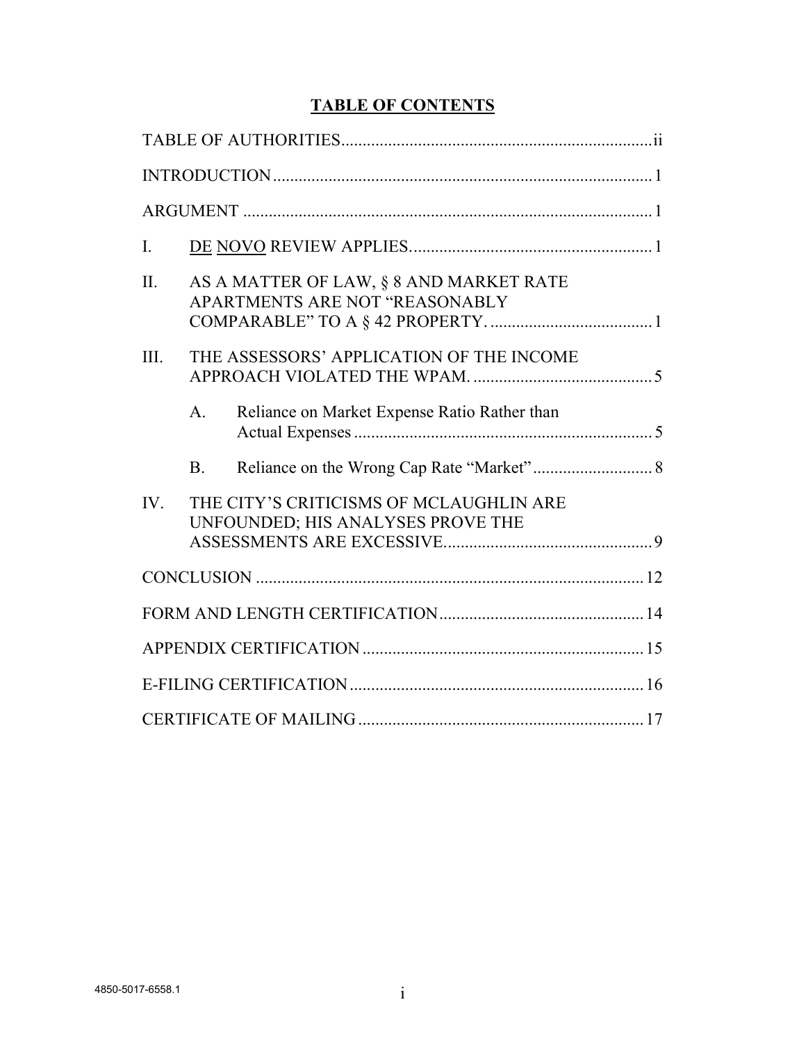# TABLE OF CONTENTS

TABLE OF AUTHORITIES ........................................................................ ii

INTRODUCTION ........................................................................................ 1

ARGUMENT ................................................................................................ 1

I. DE NOVO REVIEW APPLIES. ........................................................ 1

II. AS A MATTER OF LAW, § 8 AND MARKET RATE APARTMENTS ARE NOT "REASONABLY COMPARABLE" TO A § 42 PROPERTY. ...................................... 1

III. THE ASSESSORS' APPLICATION OF THE INCOME APPROACH VIOLATED THE WPAM. .......................................... 5

   A. Reliance on Market Expense Ratio Rather than Actual Expenses ...................................................................... 5

   B. Reliance on the Wrong Cap Rate "Market" ............................ 8

IV. THE CITY'S CRITICISMS OF MCLAUGHLIN ARE UNFOUNDED; HIS ANALYSES PROVE THE ASSESSMENTS ARE EXCESSIVE. ................................................ 9

CONCLUSION .......................................................................................... 12

FORM AND LENGTH CERTIFICATION ............................................... 14

APPENDIX CERTIFICATION .................................................................. 15

E-FILING CERTIFICATION ..................................................................... 16

CERTIFICATE OF MAILING ................................................................... 17

4850-5017-6558.1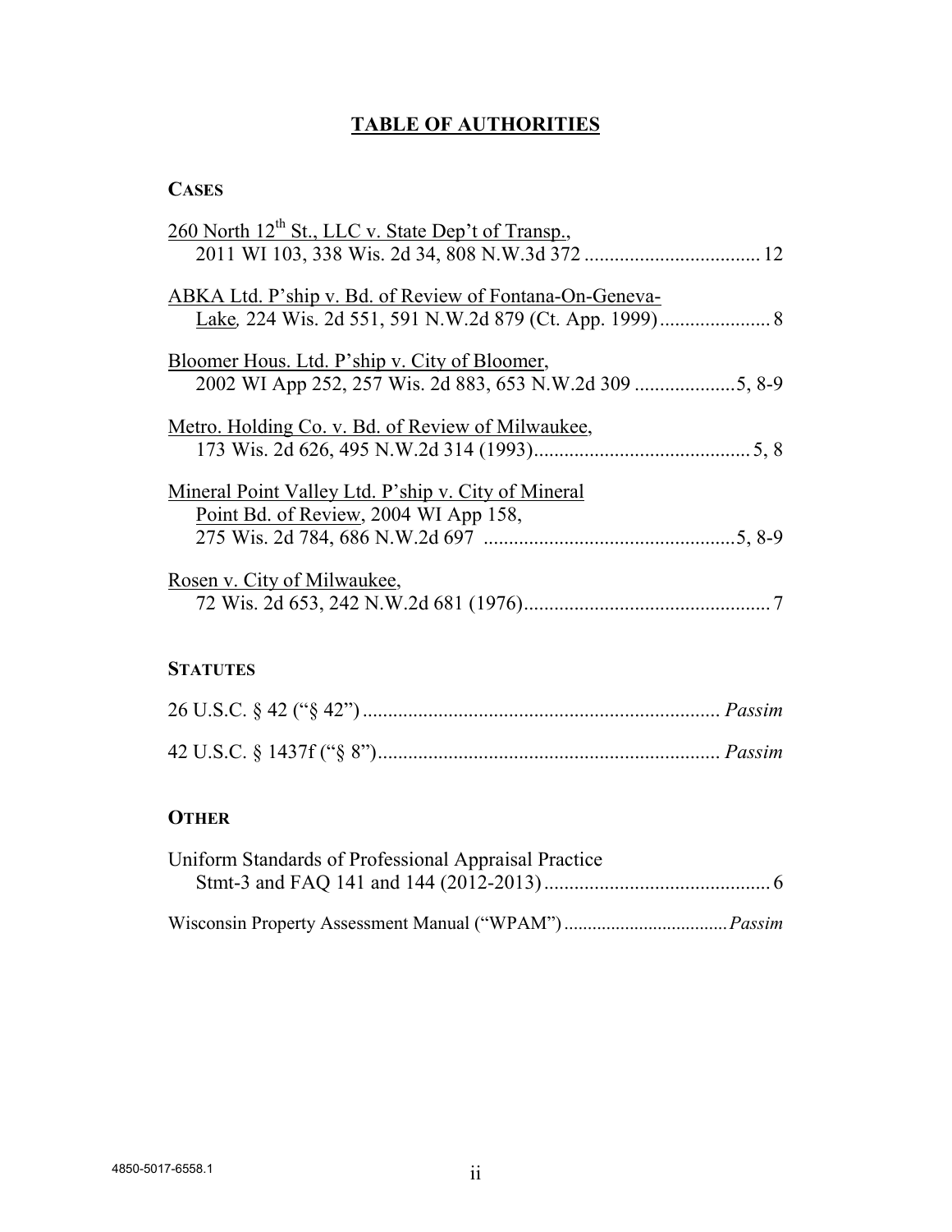# TABLE OF AUTHORITIES

## CASES

<u>260 North 12th St., LLC v. State Dep't of Transp.</u>, 2011 WI 103, 338 Wis. 2d 34, 808 N.W.3d 372 .................................. 12

<u>ABKA Ltd. P'ship v. Bd. of Review of Fontana-On-Geneva-Lake</u>, 224 Wis. 2d 551, 591 N.W.2d 879 (Ct. App. 1999) ...................... 8

<u>Bloomer Hous. Ltd. P'ship v. City of Bloomer</u>, 2002 WI App 252, 257 Wis. 2d 883, 653 N.W.2d 309 ....................5, 8-9

<u>Metro. Holding Co. v. Bd. of Review of Milwaukee</u>, 173 Wis. 2d 626, 495 N.W.2d 314 (1993) ........................................... 5, 8

<u>Mineral Point Valley Ltd. P'ship v. City of Mineral Point Bd. of Review</u>, 2004 WI App 158, 275 Wis. 2d 784, 686 N.W.2d 697 .................................................5, 8-9

<u>Rosen v. City of Milwaukee</u>, 72 Wis. 2d 653, 242 N.W.2d 681 (1976) ................................................. 7

## STATUTES

26 U.S.C. § 42 ("§ 42") ....................................................................... *Passim*

42 U.S.C. § 1437f ("§ 8") .................................................................... *Passim*

## OTHER

Uniform Standards of Professional Appraisal Practice Stmt-3 and FAQ 141 and 144 (2012-2013) ............................................. 6

Wisconsin Property Assessment Manual ("WPAM") .................................. *Passim*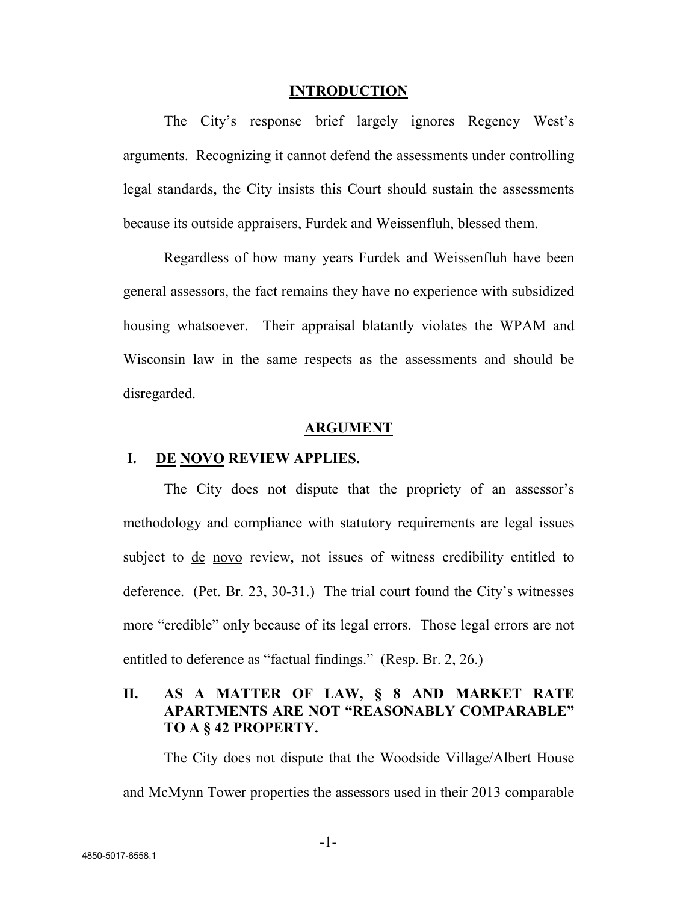## INTRODUCTION

The City's response brief largely ignores Regency West's arguments. Recognizing it cannot defend the assessments under controlling legal standards, the City insists this Court should sustain the assessments because its outside appraisers, Furdek and Weissenfluh, blessed them.

Regardless of how many years Furdek and Weissenfluh have been general assessors, the fact remains they have no experience with subsidized housing whatsoever. Their appraisal blatantly violates the WPAM and Wisconsin law in the same respects as the assessments and should be disregarded.

## ARGUMENT

### I. DE NOVO REVIEW APPLIES.

The City does not dispute that the propriety of an assessor's methodology and compliance with statutory requirements are legal issues subject to de novo review, not issues of witness credibility entitled to deference. (Pet. Br. 23, 30-31.) The trial court found the City's witnesses more "credible" only because of its legal errors. Those legal errors are not entitled to deference as "factual findings." (Resp. Br. 2, 26.)

### II. AS A MATTER OF LAW, § 8 AND MARKET RATE APARTMENTS ARE NOT "REASONABLY COMPARABLE" TO A § 42 PROPERTY.

The City does not dispute that the Woodside Village/Albert House and McMynn Tower properties the assessors used in their 2013 comparable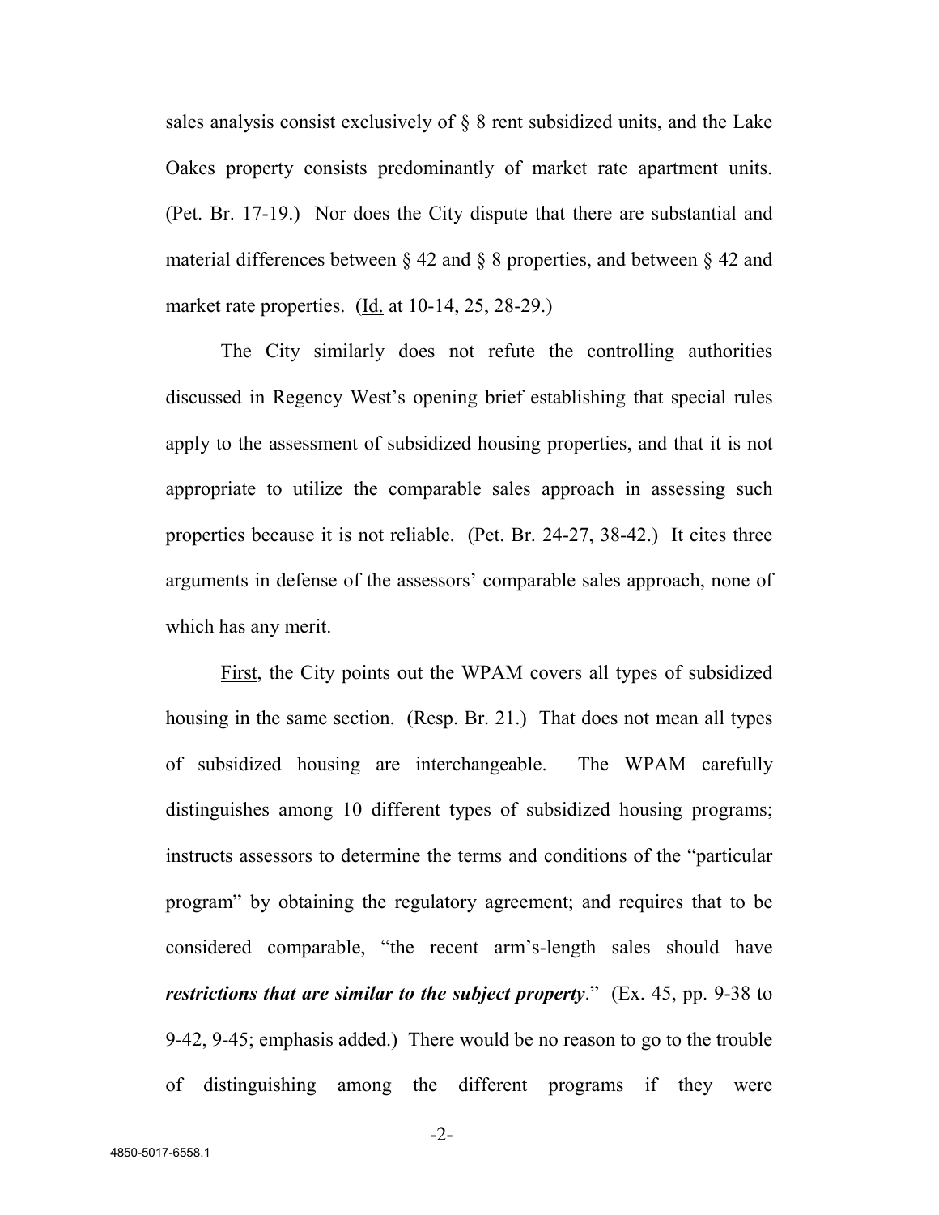sales analysis consist exclusively of § 8 rent subsidized units, and the Lake Oakes property consists predominantly of market rate apartment units. (Pet. Br. 17-19.) Nor does the City dispute that there are substantial and material differences between § 42 and § 8 properties, and between § 42 and market rate properties. (Id. at 10-14, 25, 28-29.)

The City similarly does not refute the controlling authorities discussed in Regency West's opening brief establishing that special rules apply to the assessment of subsidized housing properties, and that it is not appropriate to utilize the comparable sales approach in assessing such properties because it is not reliable. (Pet. Br. 24-27, 38-42.) It cites three arguments in defense of the assessors' comparable sales approach, none of which has any merit.

First, the City points out the WPAM covers all types of subsidized housing in the same section. (Resp. Br. 21.) That does not mean all types of subsidized housing are interchangeable. The WPAM carefully distinguishes among 10 different types of subsidized housing programs; instructs assessors to determine the terms and conditions of the "particular program" by obtaining the regulatory agreement; and requires that to be considered comparable, "the recent arm's-length sales should have ***restrictions that are similar to the subject property***." (Ex. 45, pp. 9-38 to 9-42, 9-45; emphasis added.) There would be no reason to go to the trouble of distinguishing among the different programs if they were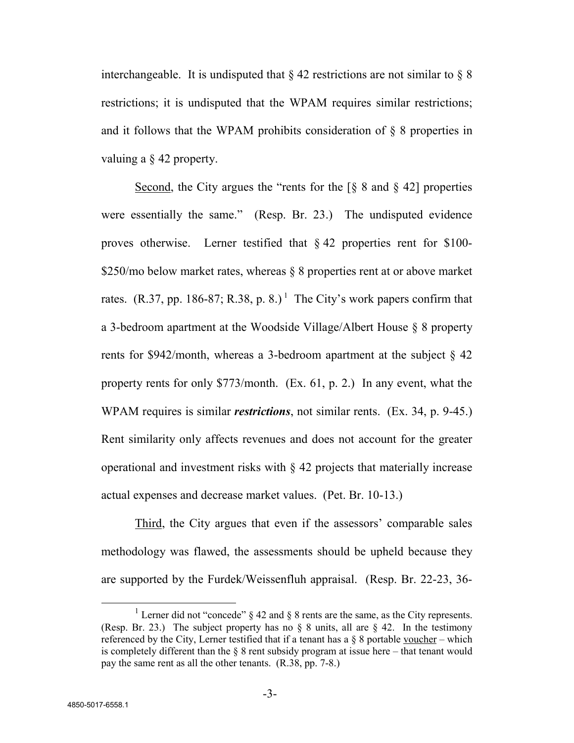interchangeable. It is undisputed that § 42 restrictions are not similar to § 8 restrictions; it is undisputed that the WPAM requires similar restrictions; and it follows that the WPAM prohibits consideration of § 8 properties in valuing a § 42 property.

Second, the City argues the "rents for the [§ 8 and § 42] properties were essentially the same." (Resp. Br. 23.) The undisputed evidence proves otherwise. Lerner testified that § 42 properties rent for $100-$250/mo below market rates, whereas § 8 properties rent at or above market rates. (R.37, pp. 186-87; R.38, p. 8.)[1] The City's work papers confirm that a 3-bedroom apartment at the Woodside Village/Albert House § 8 property rents for $942/month, whereas a 3-bedroom apartment at the subject § 42 property rents for only $773/month. (Ex. 61, p. 2.) In any event, what the WPAM requires is similar ***restrictions***, not similar rents. (Ex. 34, p. 9-45.) Rent similarity only affects revenues and does not account for the greater operational and investment risks with § 42 projects that materially increase actual expenses and decrease market values. (Pet. Br. 10-13.)

Third, the City argues that even if the assessors' comparable sales methodology was flawed, the assessments should be upheld because they are supported by the Furdek/Weissenfluh appraisal. (Resp. Br. 22-23, 36-

[1] Lerner did not "concede" § 42 and § 8 rents are the same, as the City represents. (Resp. Br. 23.) The subject property has no § 8 units, all are § 42. In the testimony referenced by the City, Lerner testified that if a tenant has a § 8 portable voucher – which is completely different than the § 8 rent subsidy program at issue here – that tenant would pay the same rent as all the other tenants. (R.38, pp. 7-8.)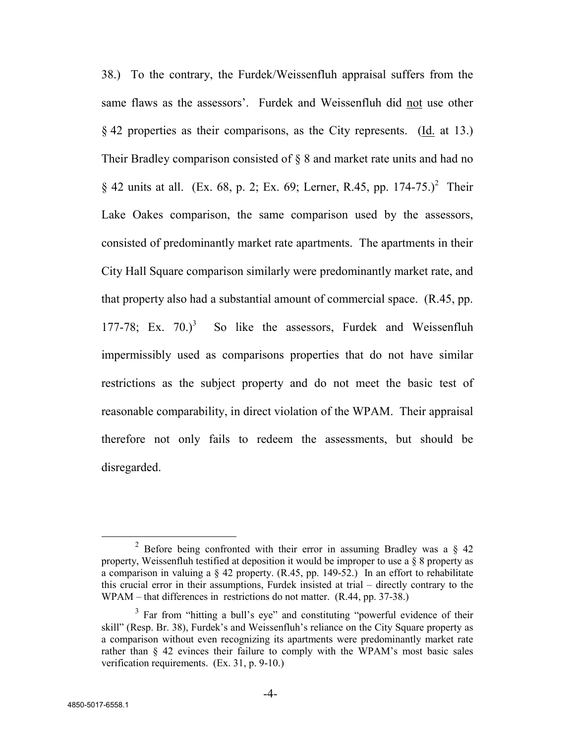38.) To the contrary, the Furdek/Weissenfluh appraisal suffers from the same flaws as the assessors'. Furdek and Weissenfluh did not use other § 42 properties as their comparisons, as the City represents. (Id. at 13.) Their Bradley comparison consisted of § 8 and market rate units and had no § 42 units at all. (Ex. 68, p. 2; Ex. 69; Lerner, R.45, pp. 174-75.)[2] Their Lake Oakes comparison, the same comparison used by the assessors, consisted of predominantly market rate apartments. The apartments in their City Hall Square comparison similarly were predominantly market rate, and that property also had a substantial amount of commercial space. (R.45, pp. 177-78; Ex. 70.)[3] So like the assessors, Furdek and Weissenfluh impermissibly used as comparisons properties that do not have similar restrictions as the subject property and do not meet the basic test of reasonable comparability, in direct violation of the WPAM. Their appraisal therefore not only fails to redeem the assessments, but should be disregarded.

---

[2] Before being confronted with their error in assuming Bradley was a § 42 property, Weissenfluh testified at deposition it would be improper to use a § 8 property as a comparison in valuing a § 42 property. (R.45, pp. 149-52.) In an effort to rehabilitate this crucial error in their assumptions, Furdek insisted at trial – directly contrary to the WPAM – that differences in restrictions do not matter. (R.44, pp. 37-38.)

[3] Far from "hitting a bull's eye" and constituting "powerful evidence of their skill" (Resp. Br. 38), Furdek's and Weissenfluh's reliance on the City Square property as a comparison without even recognizing its apartments were predominantly market rate rather than § 42 evinces their failure to comply with the WPAM's most basic sales verification requirements. (Ex. 31, p. 9-10.)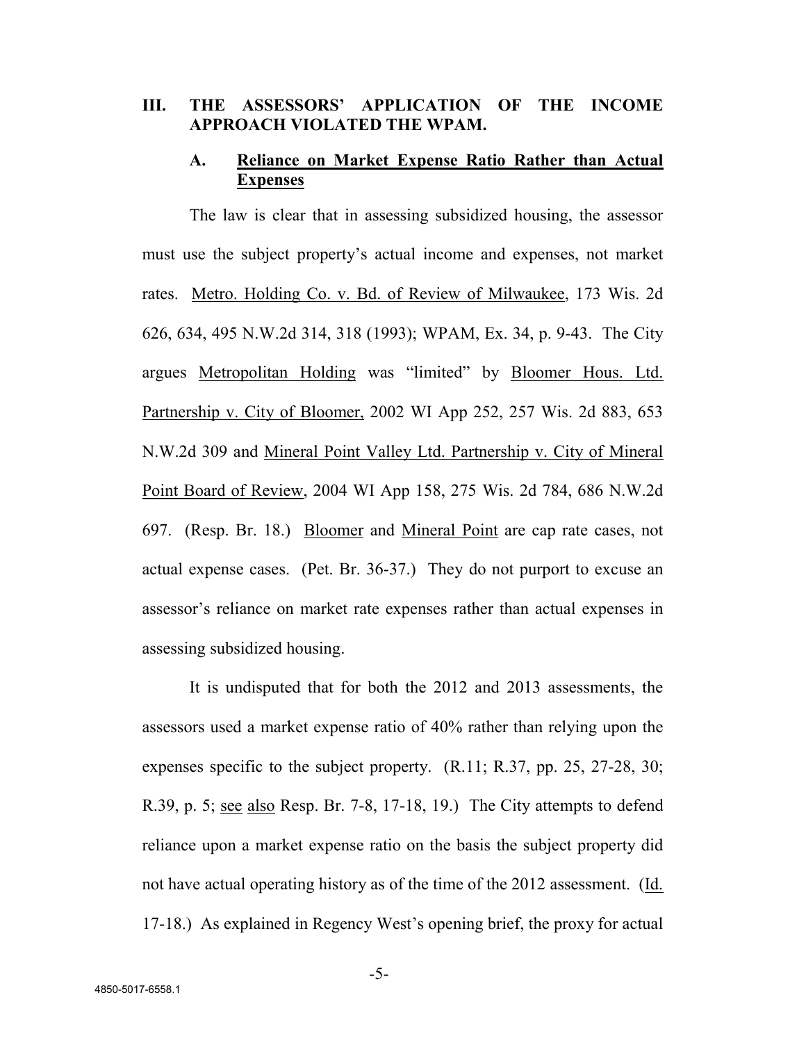## III. THE ASSESSORS' APPLICATION OF THE INCOME APPROACH VIOLATED THE WPAM.

### A. Reliance on Market Expense Ratio Rather than Actual Expenses

The law is clear that in assessing subsidized housing, the assessor must use the subject property's actual income and expenses, not market rates. Metro. Holding Co. v. Bd. of Review of Milwaukee, 173 Wis. 2d 626, 634, 495 N.W.2d 314, 318 (1993); WPAM, Ex. 34, p. 9-43. The City argues Metropolitan Holding was "limited" by Bloomer Hous. Ltd. Partnership v. City of Bloomer, 2002 WI App 252, 257 Wis. 2d 883, 653 N.W.2d 309 and Mineral Point Valley Ltd. Partnership v. City of Mineral Point Board of Review, 2004 WI App 158, 275 Wis. 2d 784, 686 N.W.2d 697. (Resp. Br. 18.) Bloomer and Mineral Point are cap rate cases, not actual expense cases. (Pet. Br. 36-37.) They do not purport to excuse an assessor's reliance on market rate expenses rather than actual expenses in assessing subsidized housing.

It is undisputed that for both the 2012 and 2013 assessments, the assessors used a market expense ratio of 40% rather than relying upon the expenses specific to the subject property. (R.11; R.37, pp. 25, 27-28, 30; R.39, p. 5; see also Resp. Br. 7-8, 17-18, 19.) The City attempts to defend reliance upon a market expense ratio on the basis the subject property did not have actual operating history as of the time of the 2012 assessment. (Id. 17-18.) As explained in Regency West's opening brief, the proxy for actual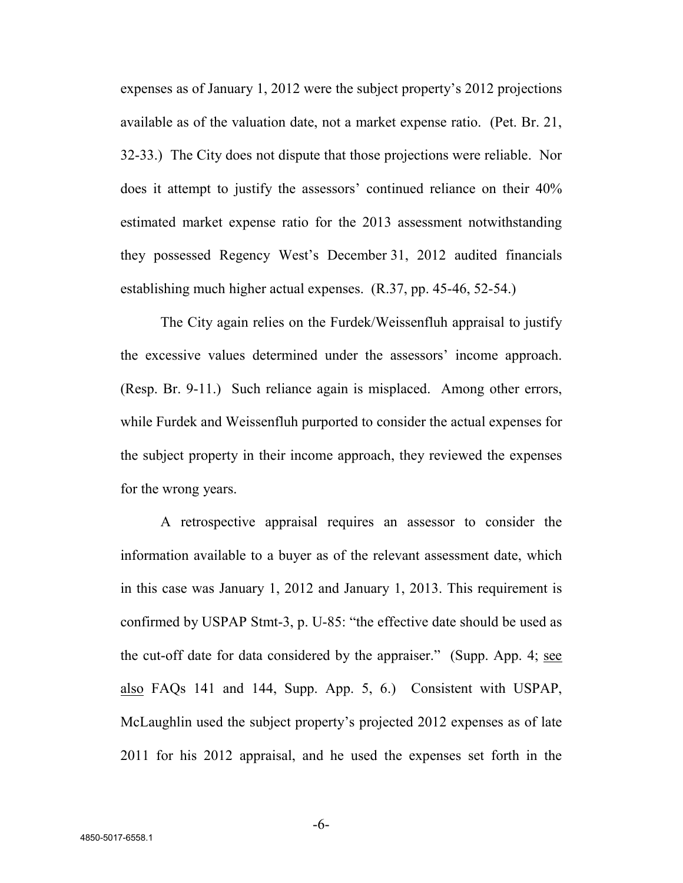expenses as of January 1, 2012 were the subject property's 2012 projections available as of the valuation date, not a market expense ratio. (Pet. Br. 21, 32-33.) The City does not dispute that those projections were reliable. Nor does it attempt to justify the assessors' continued reliance on their 40% estimated market expense ratio for the 2013 assessment notwithstanding they possessed Regency West's December 31, 2012 audited financials establishing much higher actual expenses. (R.37, pp. 45-46, 52-54.)

The City again relies on the Furdek/Weissenfluh appraisal to justify the excessive values determined under the assessors' income approach. (Resp. Br. 9-11.) Such reliance again is misplaced. Among other errors, while Furdek and Weissenfluh purported to consider the actual expenses for the subject property in their income approach, they reviewed the expenses for the wrong years.

A retrospective appraisal requires an assessor to consider the information available to a buyer as of the relevant assessment date, which in this case was January 1, 2012 and January 1, 2013. This requirement is confirmed by USPAP Stmt-3, p. U-85: "the effective date should be used as the cut-off date for data considered by the appraiser." (Supp. App. 4; see also FAQs 141 and 144, Supp. App. 5, 6.) Consistent with USPAP, McLaughlin used the subject property's projected 2012 expenses as of late 2011 for his 2012 appraisal, and he used the expenses set forth in the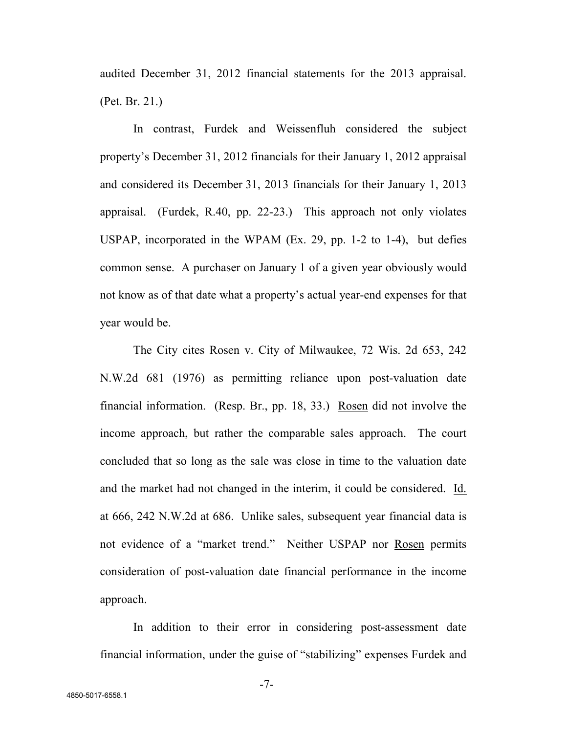audited December 31, 2012 financial statements for the 2013 appraisal. (Pet. Br. 21.)

In contrast, Furdek and Weissenfluh considered the subject property's December 31, 2012 financials for their January 1, 2012 appraisal and considered its December 31, 2013 financials for their January 1, 2013 appraisal. (Furdek, R.40, pp. 22-23.) This approach not only violates USPAP, incorporated in the WPAM (Ex. 29, pp. 1-2 to 1-4), but defies common sense. A purchaser on January 1 of a given year obviously would not know as of that date what a property's actual year-end expenses for that year would be.

The City cites Rosen v. City of Milwaukee, 72 Wis. 2d 653, 242 N.W.2d 681 (1976) as permitting reliance upon post-valuation date financial information. (Resp. Br., pp. 18, 33.) Rosen did not involve the income approach, but rather the comparable sales approach. The court concluded that so long as the sale was close in time to the valuation date and the market had not changed in the interim, it could be considered. Id. at 666, 242 N.W.2d at 686. Unlike sales, subsequent year financial data is not evidence of a "market trend." Neither USPAP nor Rosen permits consideration of post-valuation date financial performance in the income approach.

In addition to their error in considering post-assessment date financial information, under the guise of "stabilizing" expenses Furdek and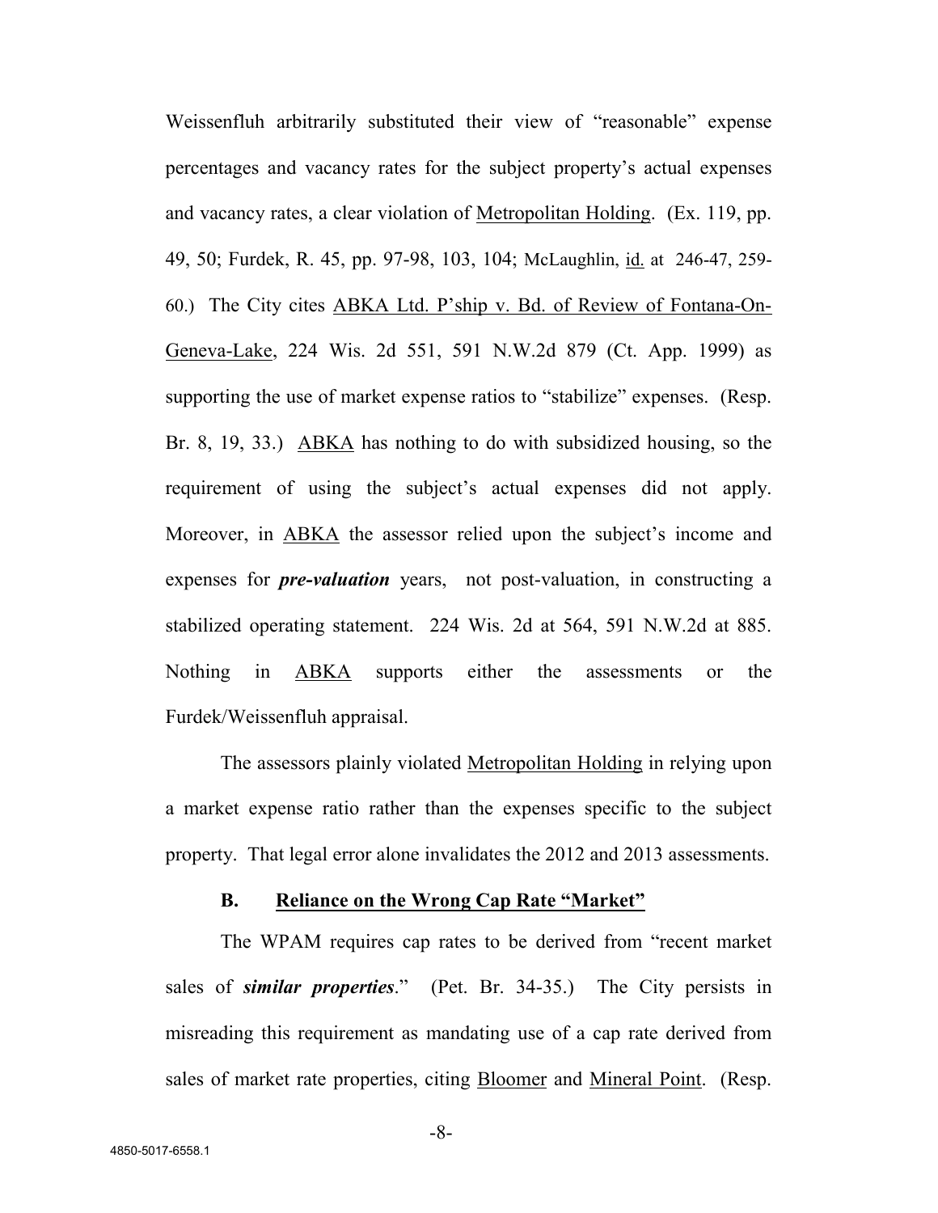Weissenfluh arbitrarily substituted their view of "reasonable" expense percentages and vacancy rates for the subject property's actual expenses and vacancy rates, a clear violation of Metropolitan Holding. (Ex. 119, pp. 49, 50; Furdek, R. 45, pp. 97-98, 103, 104; McLaughlin, id. at 246-47, 259-60.) The City cites ABKA Ltd. P'ship v. Bd. of Review of Fontana-On-Geneva-Lake, 224 Wis. 2d 551, 591 N.W.2d 879 (Ct. App. 1999) as supporting the use of market expense ratios to "stabilize" expenses. (Resp. Br. 8, 19, 33.) ABKA has nothing to do with subsidized housing, so the requirement of using the subject's actual expenses did not apply. Moreover, in ABKA the assessor relied upon the subject's income and expenses for ***pre-valuation*** years, not post-valuation, in constructing a stabilized operating statement. 224 Wis. 2d at 564, 591 N.W.2d at 885. Nothing in ABKA supports either the assessments or the Furdek/Weissenfluh appraisal.

The assessors plainly violated Metropolitan Holding in relying upon a market expense ratio rather than the expenses specific to the subject property. That legal error alone invalidates the 2012 and 2013 assessments.

### B. Reliance on the Wrong Cap Rate "Market"

The WPAM requires cap rates to be derived from "recent market sales of ***similar properties***." (Pet. Br. 34-35.) The City persists in misreading this requirement as mandating use of a cap rate derived from sales of market rate properties, citing Bloomer and Mineral Point. (Resp.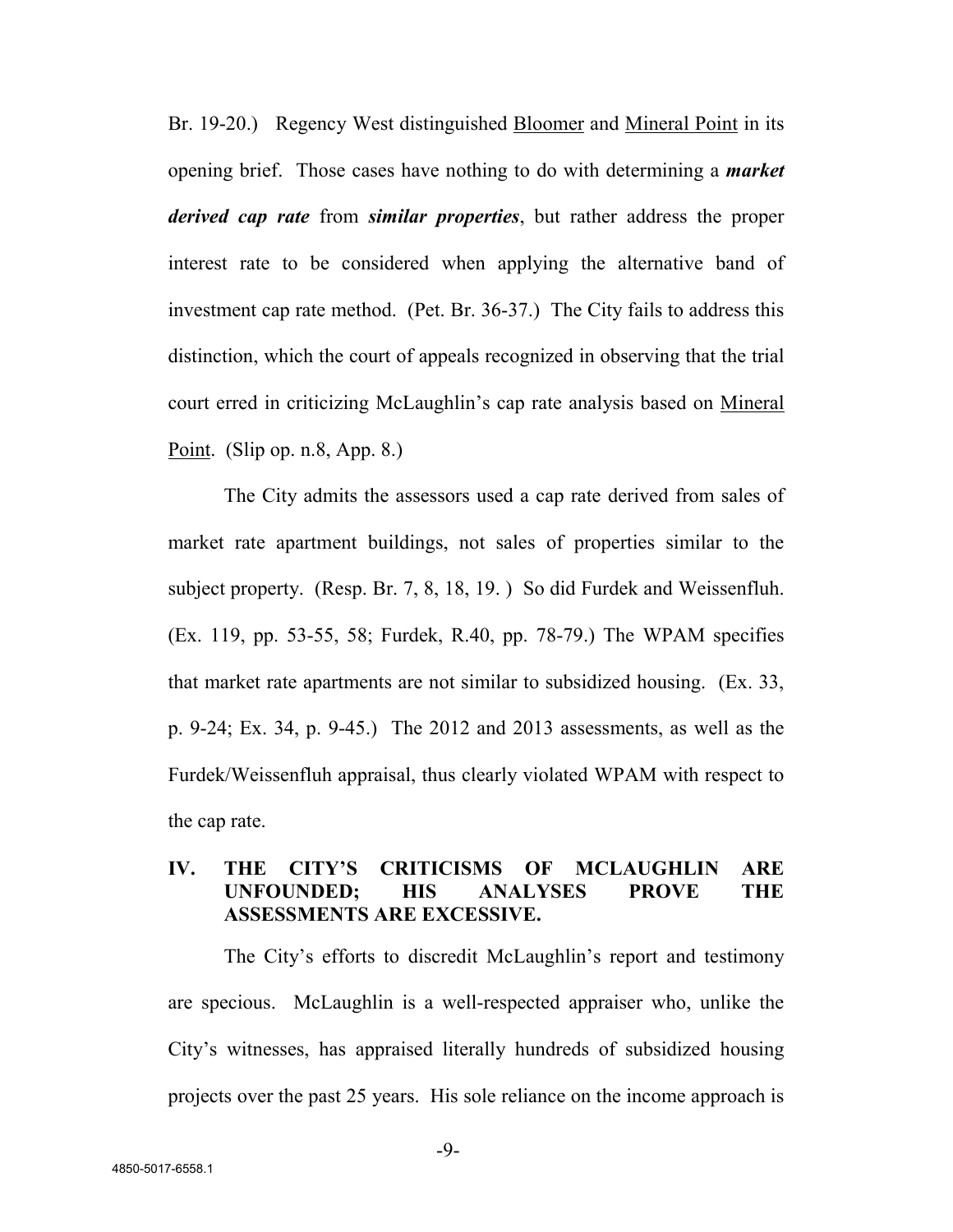Br. 19-20.) Regency West distinguished Bloomer and Mineral Point in its opening brief. Those cases have nothing to do with determining a ***market derived cap rate*** from ***similar properties***, but rather address the proper interest rate to be considered when applying the alternative band of investment cap rate method. (Pet. Br. 36-37.) The City fails to address this distinction, which the court of appeals recognized in observing that the trial court erred in criticizing McLaughlin's cap rate analysis based on Mineral Point. (Slip op. n.8, App. 8.)

The City admits the assessors used a cap rate derived from sales of market rate apartment buildings, not sales of properties similar to the subject property. (Resp. Br. 7, 8, 18, 19. ) So did Furdek and Weissenfluh. (Ex. 119, pp. 53-55, 58; Furdek, R.40, pp. 78-79.) The WPAM specifies that market rate apartments are not similar to subsidized housing. (Ex. 33, p. 9-24; Ex. 34, p. 9-45.) The 2012 and 2013 assessments, as well as the Furdek/Weissenfluh appraisal, thus clearly violated WPAM with respect to the cap rate.

## IV. THE CITY'S CRITICISMS OF MCLAUGHLIN ARE UNFOUNDED; HIS ANALYSES PROVE THE ASSESSMENTS ARE EXCESSIVE.

The City's efforts to discredit McLaughlin's report and testimony are specious. McLaughlin is a well-respected appraiser who, unlike the City's witnesses, has appraised literally hundreds of subsidized housing projects over the past 25 years. His sole reliance on the income approach is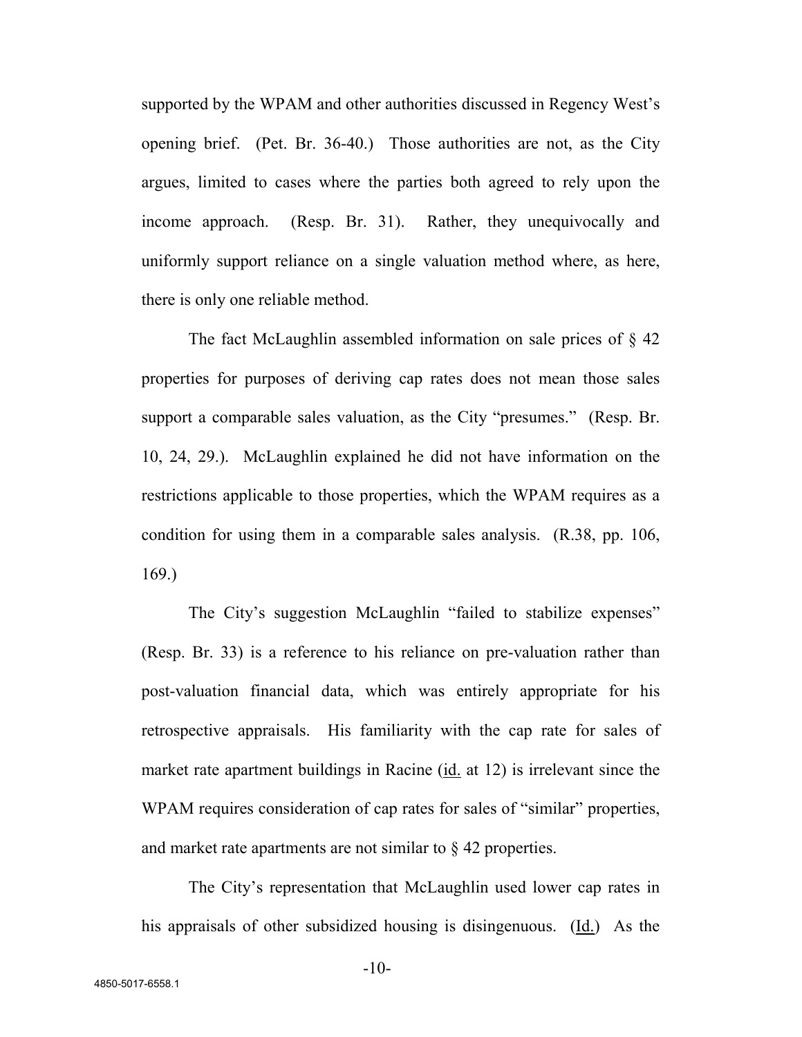supported by the WPAM and other authorities discussed in Regency West's opening brief. (Pet. Br. 36-40.) Those authorities are not, as the City argues, limited to cases where the parties both agreed to rely upon the income approach. (Resp. Br. 31). Rather, they unequivocally and uniformly support reliance on a single valuation method where, as here, there is only one reliable method.

The fact McLaughlin assembled information on sale prices of § 42 properties for purposes of deriving cap rates does not mean those sales support a comparable sales valuation, as the City "presumes." (Resp. Br. 10, 24, 29.). McLaughlin explained he did not have information on the restrictions applicable to those properties, which the WPAM requires as a condition for using them in a comparable sales analysis. (R.38, pp. 106, 169.)

The City's suggestion McLaughlin "failed to stabilize expenses" (Resp. Br. 33) is a reference to his reliance on pre-valuation rather than post-valuation financial data, which was entirely appropriate for his retrospective appraisals. His familiarity with the cap rate for sales of market rate apartment buildings in Racine (id. at 12) is irrelevant since the WPAM requires consideration of cap rates for sales of "similar" properties, and market rate apartments are not similar to § 42 properties.

The City's representation that McLaughlin used lower cap rates in his appraisals of other subsidized housing is disingenuous. (Id.) As the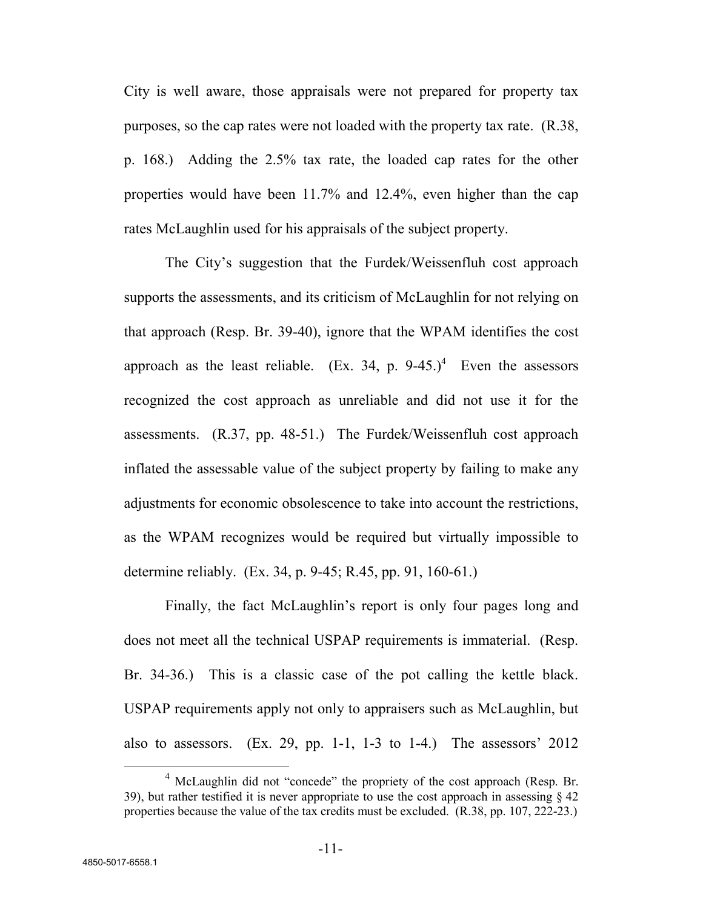City is well aware, those appraisals were not prepared for property tax purposes, so the cap rates were not loaded with the property tax rate. (R.38, p. 168.) Adding the 2.5% tax rate, the loaded cap rates for the other properties would have been 11.7% and 12.4%, even higher than the cap rates McLaughlin used for his appraisals of the subject property.

The City's suggestion that the Furdek/Weissenfluh cost approach supports the assessments, and its criticism of McLaughlin for not relying on that approach (Resp. Br. 39-40), ignore that the WPAM identifies the cost approach as the least reliable. (Ex. 34, p. 9-45.)[4] Even the assessors recognized the cost approach as unreliable and did not use it for the assessments. (R.37, pp. 48-51.) The Furdek/Weissenfluh cost approach inflated the assessable value of the subject property by failing to make any adjustments for economic obsolescence to take into account the restrictions, as the WPAM recognizes would be required but virtually impossible to determine reliably. (Ex. 34, p. 9-45; R.45, pp. 91, 160-61.)

Finally, the fact McLaughlin's report is only four pages long and does not meet all the technical USPAP requirements is immaterial. (Resp. Br. 34-36.) This is a classic case of the pot calling the kettle black. USPAP requirements apply not only to appraisers such as McLaughlin, but also to assessors. (Ex. 29, pp. 1-1, 1-3 to 1-4.) The assessors' 2012

[4] McLaughlin did not "concede" the propriety of the cost approach (Resp. Br. 39), but rather testified it is never appropriate to use the cost approach in assessing § 42 properties because the value of the tax credits must be excluded. (R.38, pp. 107, 222-23.)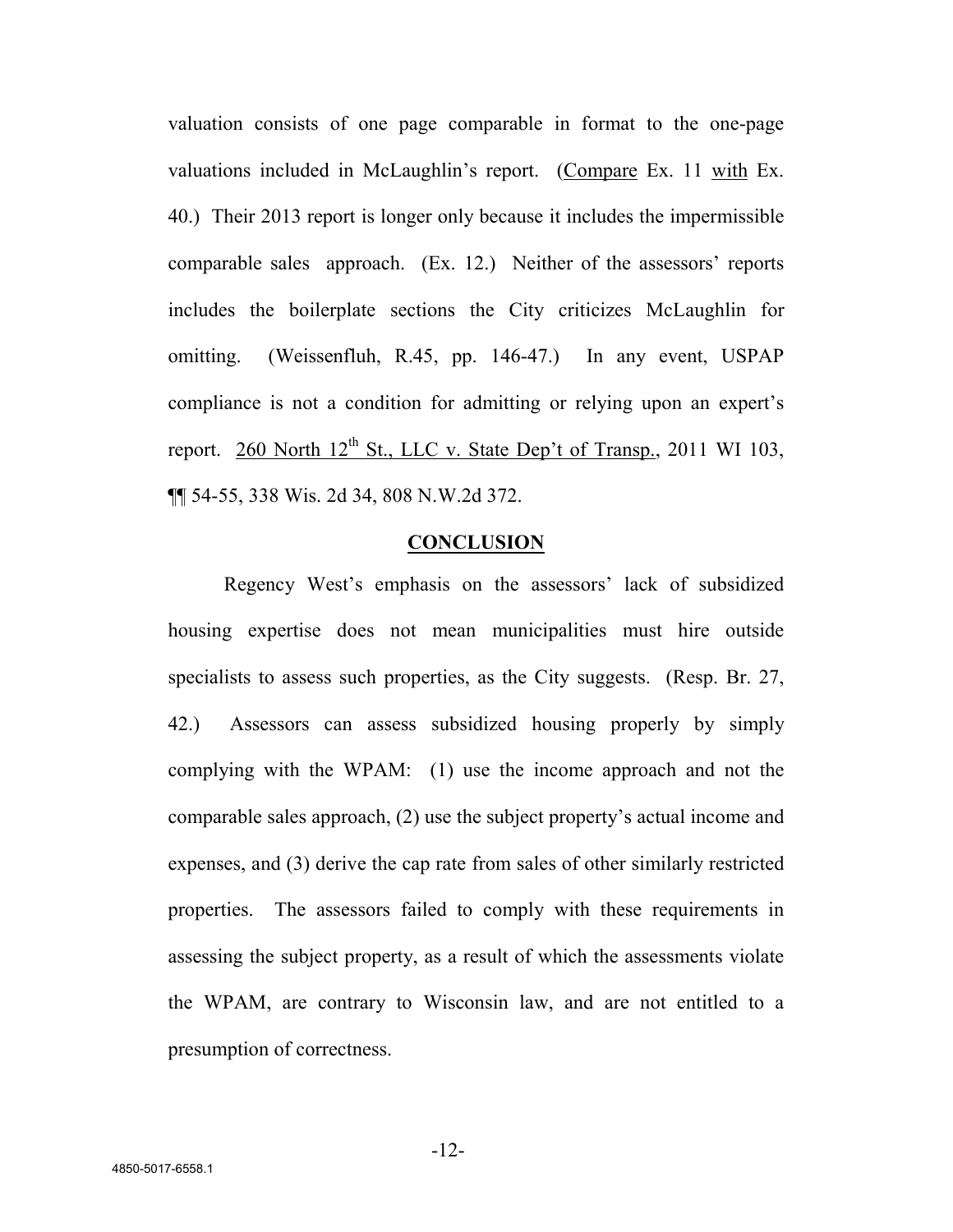valuation consists of one page comparable in format to the one-page valuations included in McLaughlin's report. (Compare Ex. 11 with Ex. 40.) Their 2013 report is longer only because it includes the impermissible comparable sales approach. (Ex. 12.) Neither of the assessors' reports includes the boilerplate sections the City criticizes McLaughlin for omitting. (Weissenfluh, R.45, pp. 146-47.) In any event, USPAP compliance is not a condition for admitting or relying upon an expert's report. 260 North 12th St., LLC v. State Dep't of Transp., 2011 WI 103, ¶¶ 54-55, 338 Wis. 2d 34, 808 N.W.2d 372.

## CONCLUSION

Regency West's emphasis on the assessors' lack of subsidized housing expertise does not mean municipalities must hire outside specialists to assess such properties, as the City suggests. (Resp. Br. 27, 42.) Assessors can assess subsidized housing properly by simply complying with the WPAM: (1) use the income approach and not the comparable sales approach, (2) use the subject property's actual income and expenses, and (3) derive the cap rate from sales of other similarly restricted properties. The assessors failed to comply with these requirements in assessing the subject property, as a result of which the assessments violate the WPAM, are contrary to Wisconsin law, and are not entitled to a presumption of correctness.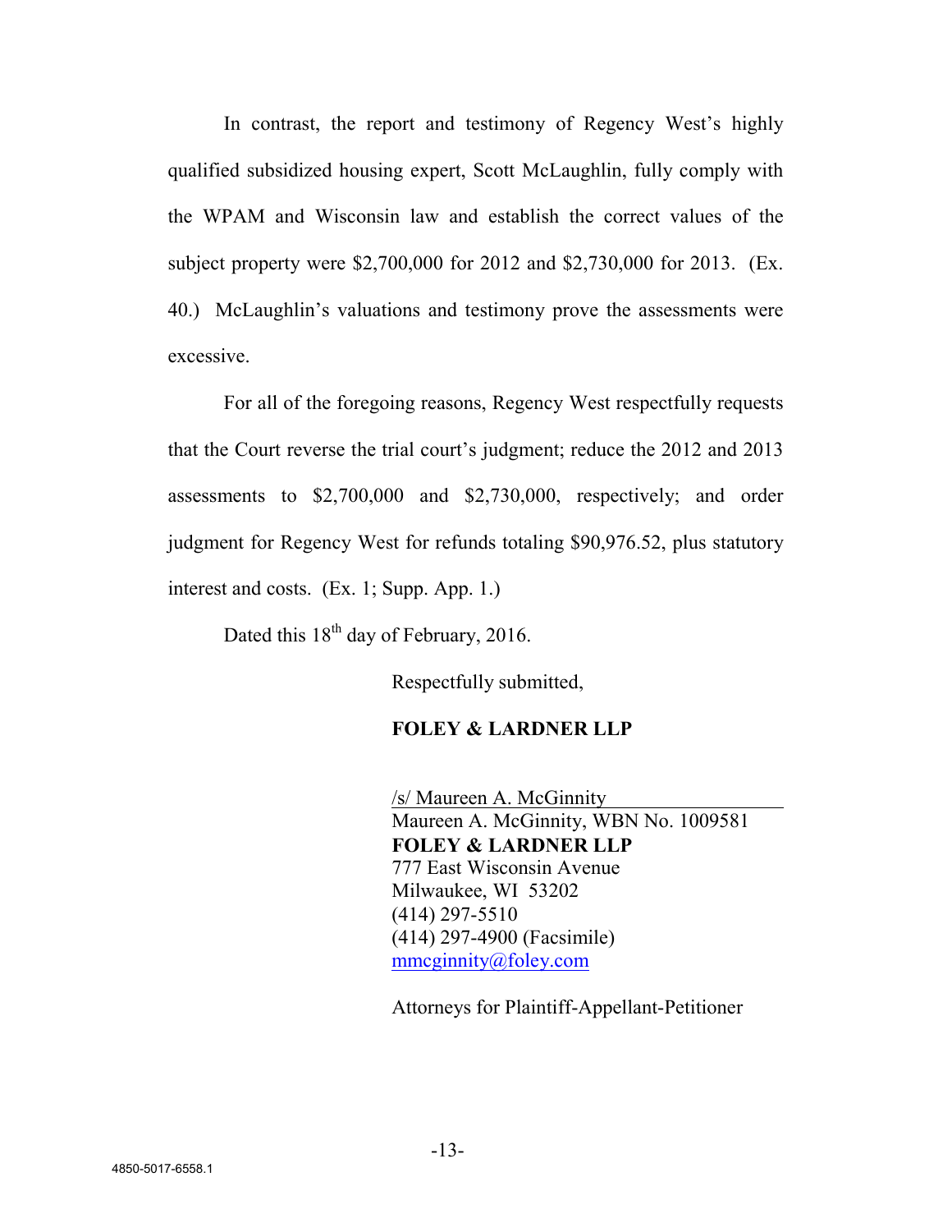In contrast, the report and testimony of Regency West's highly qualified subsidized housing expert, Scott McLaughlin, fully comply with the WPAM and Wisconsin law and establish the correct values of the subject property were $2,700,000 for 2012 and $2,730,000 for 2013. (Ex. 40.) McLaughlin's valuations and testimony prove the assessments were excessive.

For all of the foregoing reasons, Regency West respectfully requests that the Court reverse the trial court's judgment; reduce the 2012 and 2013 assessments to $2,700,000 and $2,730,000, respectively; and order judgment for Regency West for refunds totaling $90,976.52, plus statutory interest and costs. (Ex. 1; Supp. App. 1.)

Dated this 18th day of February, 2016.

Respectfully submitted,

**FOLEY & LARDNER LLP**

/s/ Maureen A. McGinnity
Maureen A. McGinnity, WBN No. 1009581
**FOLEY & LARDNER LLP**
777 East Wisconsin Avenue
Milwaukee, WI 53202
(414) 297-5510
(414) 297-4900 (Facsimile)
mmcginnity@foley.com

Attorneys for Plaintiff-Appellant-Petitioner

4850-5017-6558.1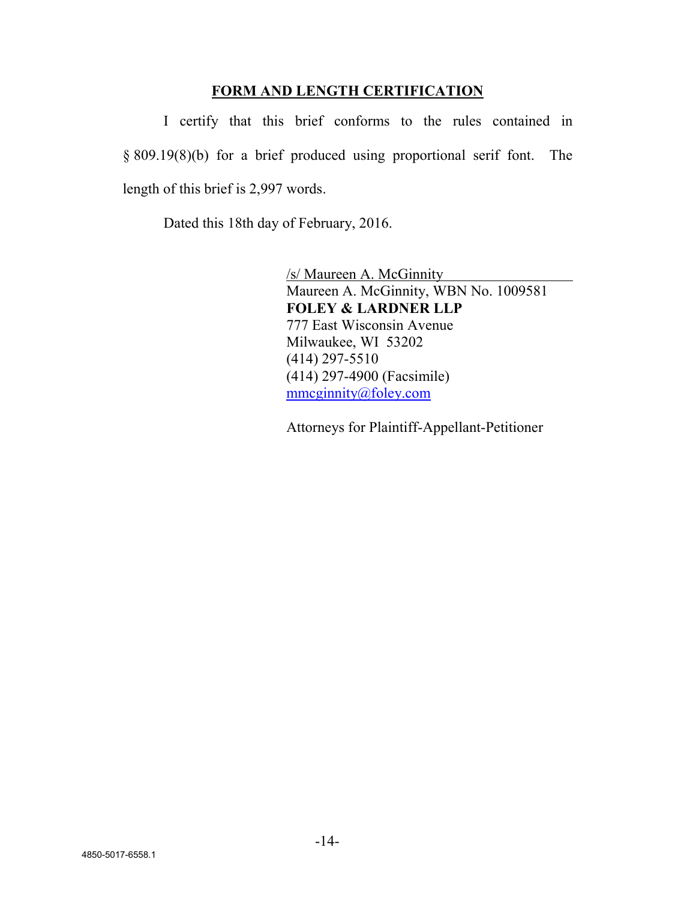## FORM AND LENGTH CERTIFICATION

I certify that this brief conforms to the rules contained in § 809.19(8)(b) for a brief produced using proportional serif font. The length of this brief is 2,997 words.

Dated this 18th day of February, 2016.

/s/ Maureen A. McGinnity
Maureen A. McGinnity, WBN No. 1009581
**FOLEY & LARDNER LLP**
777 East Wisconsin Avenue
Milwaukee, WI 53202
(414) 297-5510
(414) 297-4900 (Facsimile)
mmcginnity@foley.com

Attorneys for Plaintiff-Appellant-Petitioner

4850-5017-6558.1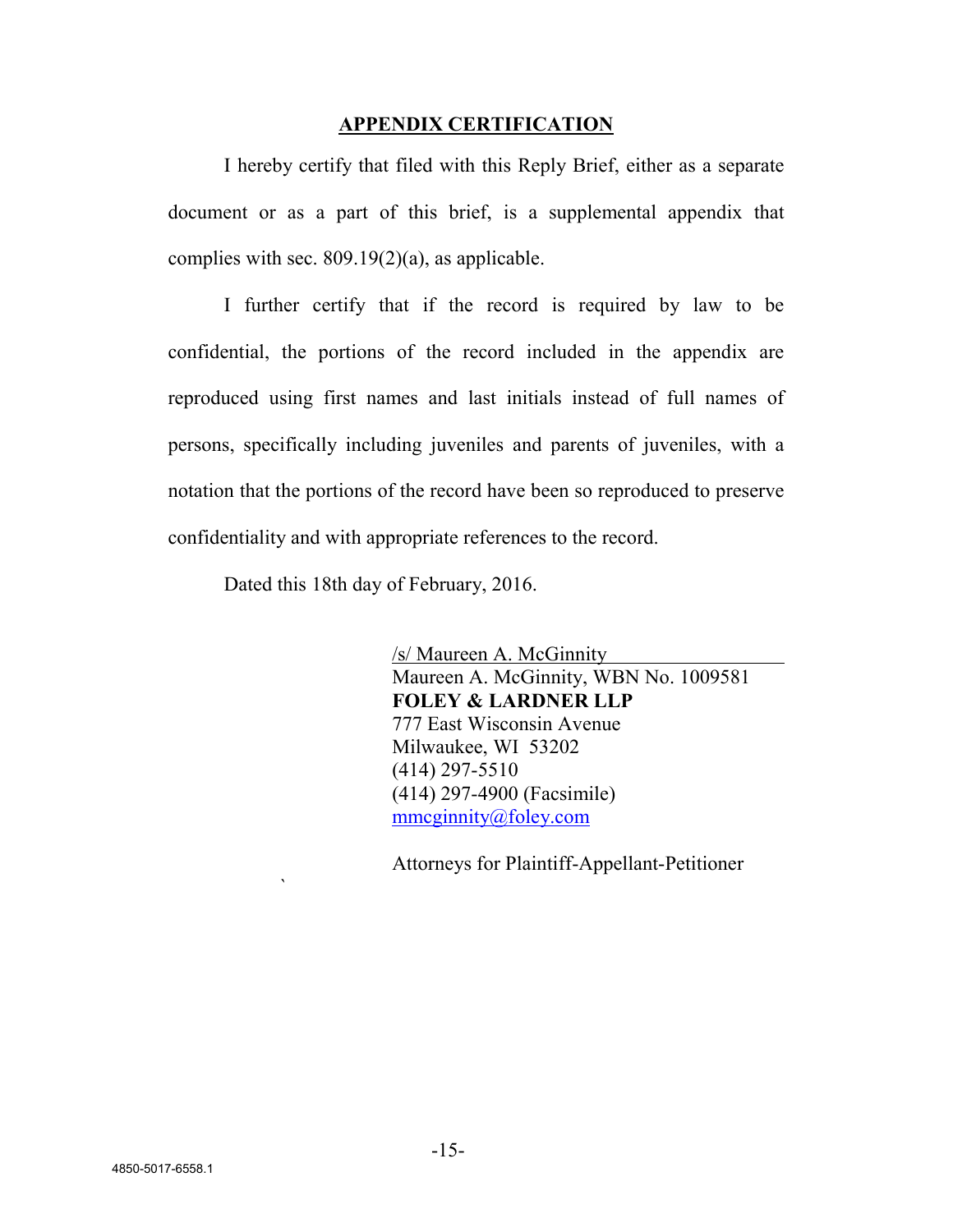## APPENDIX CERTIFICATION

I hereby certify that filed with this Reply Brief, either as a separate document or as a part of this brief, is a supplemental appendix that complies with sec. 809.19(2)(a), as applicable.

I further certify that if the record is required by law to be confidential, the portions of the record included in the appendix are reproduced using first names and last initials instead of full names of persons, specifically including juveniles and parents of juveniles, with a notation that the portions of the record have been so reproduced to preserve confidentiality and with appropriate references to the record.

Dated this 18th day of February, 2016.

/s/ Maureen A. McGinnity
Maureen A. McGinnity, WBN No. 1009581
**FOLEY & LARDNER LLP**
777 East Wisconsin Avenue
Milwaukee, WI 53202
(414) 297-5510
(414) 297-4900 (Facsimile)
mmcginnity@foley.com

Attorneys for Plaintiff-Appellant-Petitioner

4850-5017-6558.1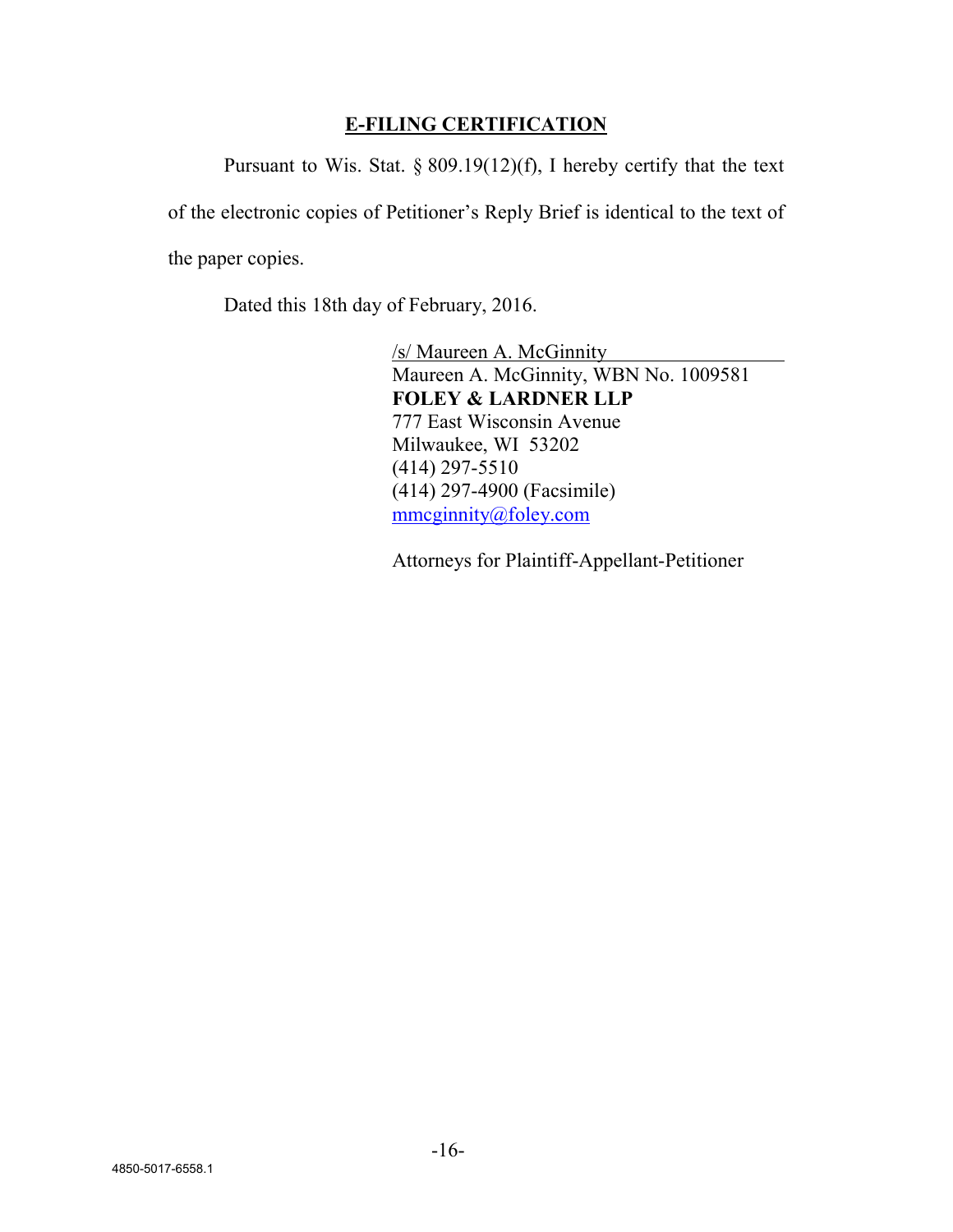## E-FILING CERTIFICATION

Pursuant to Wis. Stat. § 809.19(12)(f), I hereby certify that the text of the electronic copies of Petitioner's Reply Brief is identical to the text of the paper copies.

Dated this 18th day of February, 2016.

/s/ Maureen A. McGinnity
Maureen A. McGinnity, WBN No. 1009581
**FOLEY & LARDNER LLP**
777 East Wisconsin Avenue
Milwaukee, WI 53202
(414) 297-5510
(414) 297-4900 (Facsimile)
mmcginnity@foley.com

Attorneys for Plaintiff-Appellant-Petitioner

4850-5017-6558.1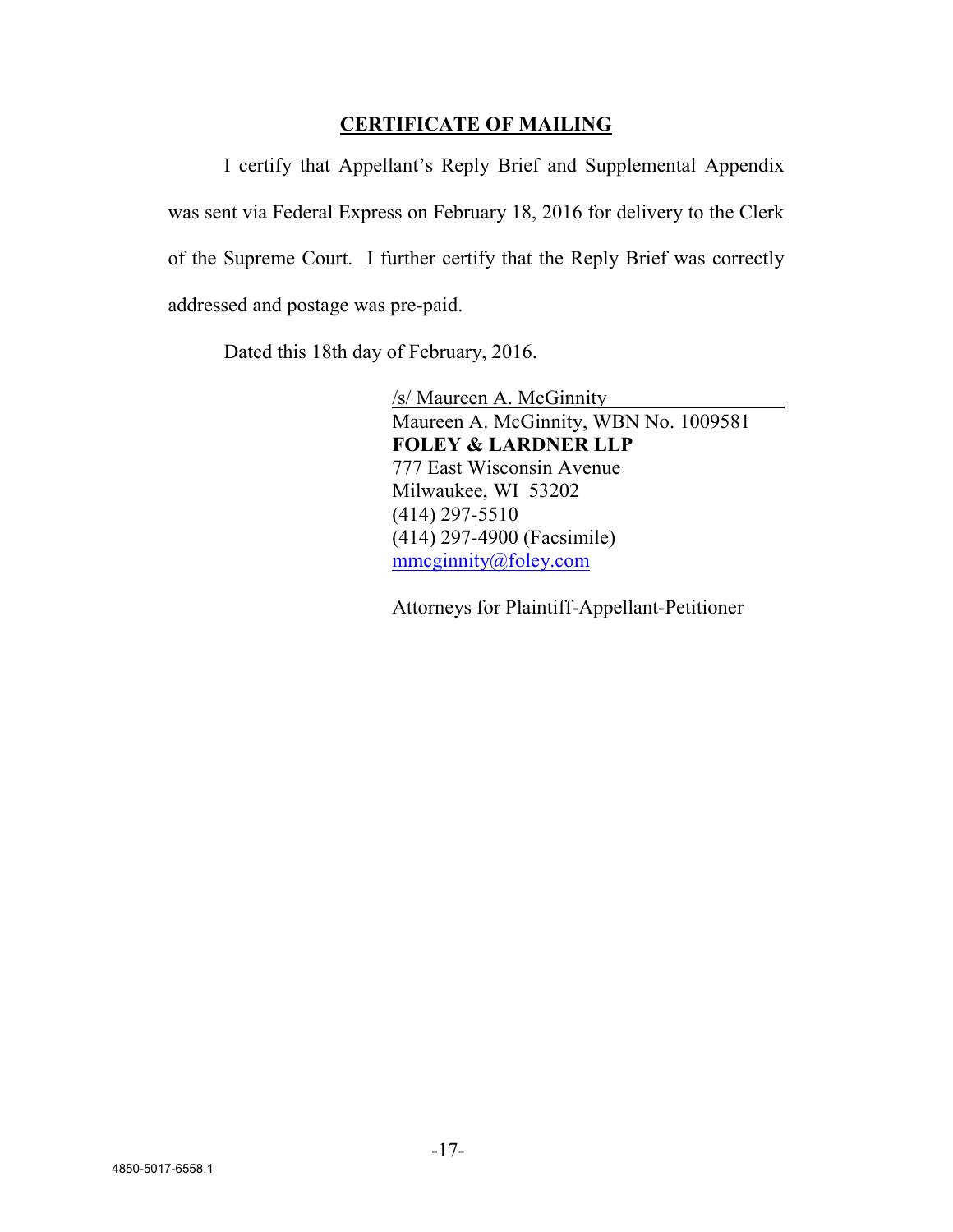**CERTIFICATE OF MAILING**

I certify that Appellant's Reply Brief and Supplemental Appendix was sent via Federal Express on February 18, 2016 for delivery to the Clerk of the Supreme Court. I further certify that the Reply Brief was correctly addressed and postage was pre-paid.

Dated this 18th day of February, 2016.

/s/ Maureen A. McGinnity
Maureen A. McGinnity, WBN No. 1009581
**FOLEY & LARDNER LLP**
777 East Wisconsin Avenue
Milwaukee, WI 53202
(414) 297-5510
(414) 297-4900 (Facsimile)
mmcginnity@foley.com

Attorneys for Plaintiff-Appellant-Petitioner

4850-5017-6558.1